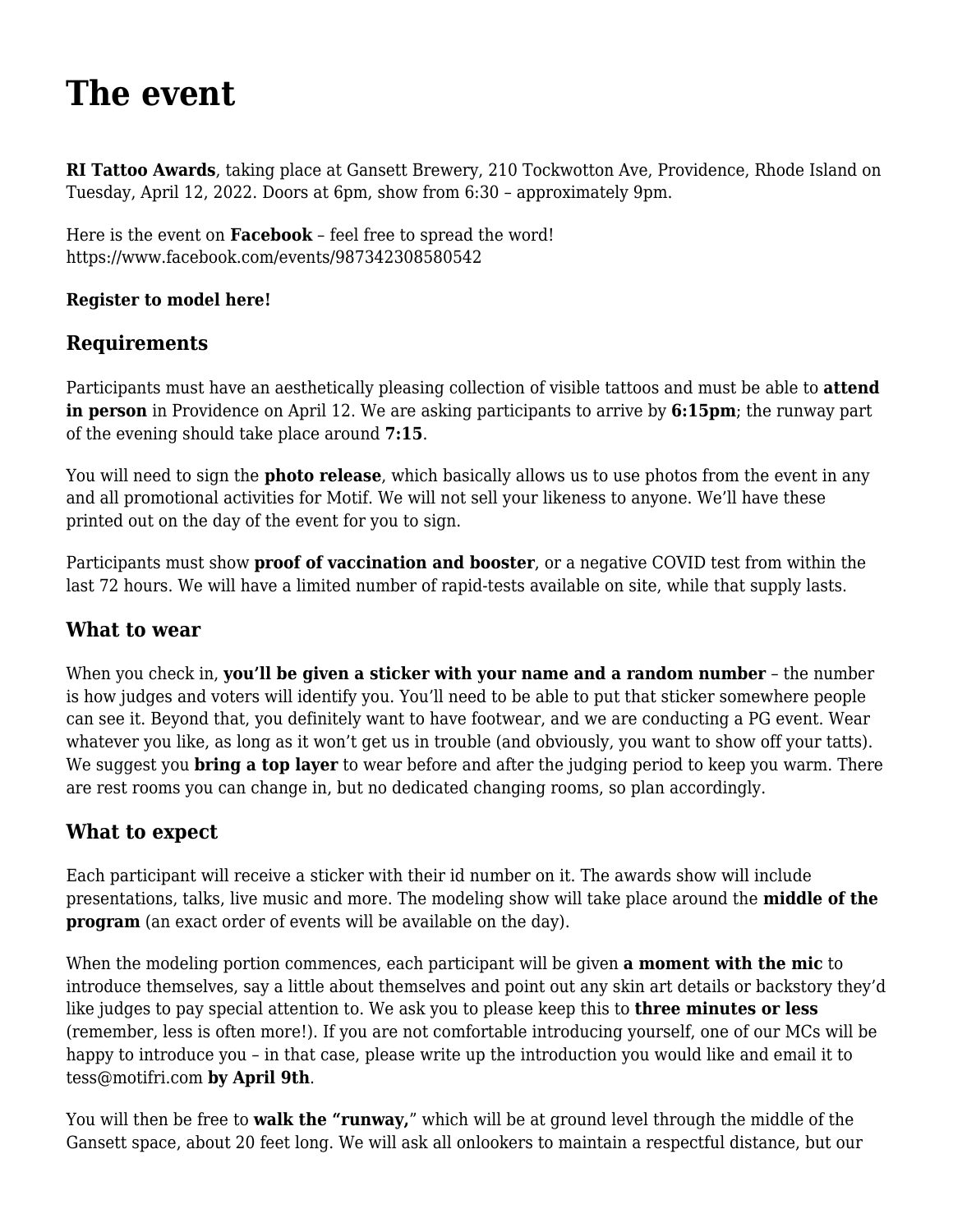# The event

**RI Tattoo Awards**, taking place at Gansett Brewery, 210 Tockwotton Ave, Providence, Rhode Island on Tuesday, April 12, 2022. Doors at 6pm, show from 6:30 – approximately 9pm.

Here is the event on **Facebook** – feel free to spread the word!
https://www.facebook.com/events/987342308580542

**Register to model here!**

## Requirements

Participants must have an aesthetically pleasing collection of visible tattoos and must be able to **attend in person** in Providence on April 12. We are asking participants to arrive by **6:15pm**; the runway part of the evening should take place around **7:15**.

You will need to sign the **photo release**, which basically allows us to use photos from the event in any and all promotional activities for Motif. We will not sell your likeness to anyone. We'll have these printed out on the day of the event for you to sign.

Participants must show **proof of vaccination and booster**, or a negative COVID test from within the last 72 hours. We will have a limited number of rapid-tests available on site, while that supply lasts.

## What to wear

When you check in, **you'll be given a sticker with your name and a random number** – the number is how judges and voters will identify you. You'll need to be able to put that sticker somewhere people can see it. Beyond that, you definitely want to have footwear, and we are conducting a PG event. Wear whatever you like, as long as it won't get us in trouble (and obviously, you want to show off your tatts). We suggest you **bring a top layer** to wear before and after the judging period to keep you warm. There are rest rooms you can change in, but no dedicated changing rooms, so plan accordingly.

## What to expect

Each participant will receive a sticker with their id number on it. The awards show will include presentations, talks, live music and more. The modeling show will take place around the **middle of the program** (an exact order of events will be available on the day).

When the modeling portion commences, each participant will be given **a moment with the mic** to introduce themselves, say a little about themselves and point out any skin art details or backstory they'd like judges to pay special attention to. We ask you to please keep this to **three minutes or less** (remember, less is often more!). If you are not comfortable introducing yourself, one of our MCs will be happy to introduce you – in that case, please write up the introduction you would like and email it to tess@motifri.com **by April 9th**.

You will then be free to **walk the "runway,"** which will be at ground level through the middle of the Gansett space, about 20 feet long. We will ask all onlookers to maintain a respectful distance, but our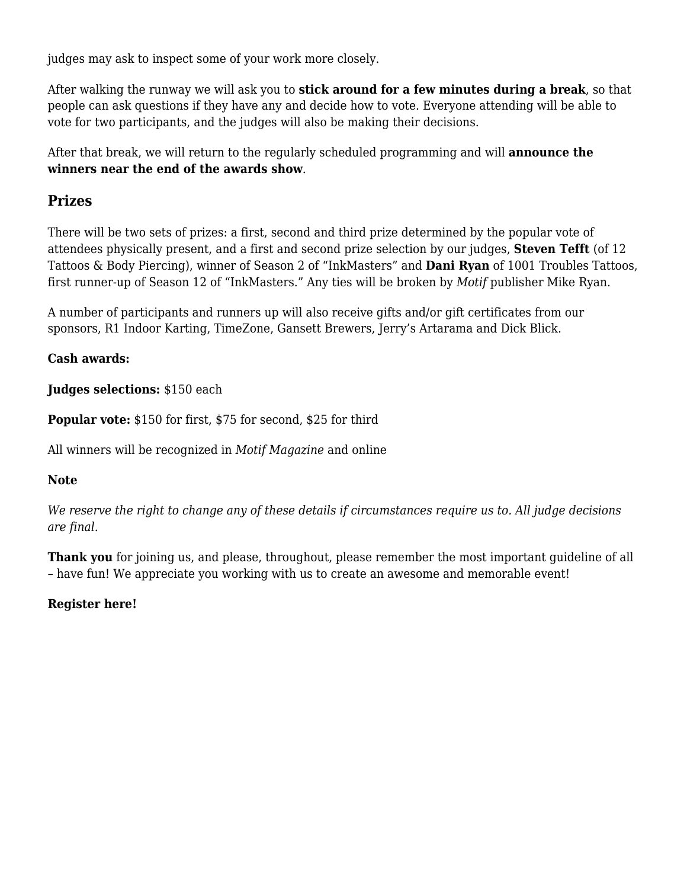judges may ask to inspect some of your work more closely.

After walking the runway we will ask you to **stick around for a few minutes during a break**, so that people can ask questions if they have any and decide how to vote. Everyone attending will be able to vote for two participants, and the judges will also be making their decisions.

After that break, we will return to the regularly scheduled programming and will **announce the winners near the end of the awards show**.

## Prizes

There will be two sets of prizes: a first, second and third prize determined by the popular vote of attendees physically present, and a first and second prize selection by our judges, **Steven Tefft** (of 12 Tattoos & Body Piercing), winner of Season 2 of "InkMasters" and **Dani Ryan** of 1001 Troubles Tattoos, first runner-up of Season 12 of "InkMasters." Any ties will be broken by *Motif* publisher Mike Ryan.

A number of participants and runners up will also receive gifts and/or gift certificates from our sponsors, R1 Indoor Karting, TimeZone, Gansett Brewers, Jerry's Artarama and Dick Blick.

**Cash awards:**

**Judges selections:** $150 each

**Popular vote:** $150 for first, $75 for second, $25 for third

All winners will be recognized in *Motif Magazine* and online

**Note**

*We reserve the right to change any of these details if circumstances require us to. All judge decisions are final.*

**Thank you** for joining us, and please, throughout, please remember the most important guideline of all – have fun! We appreciate you working with us to create an awesome and memorable event!

**Register here!**